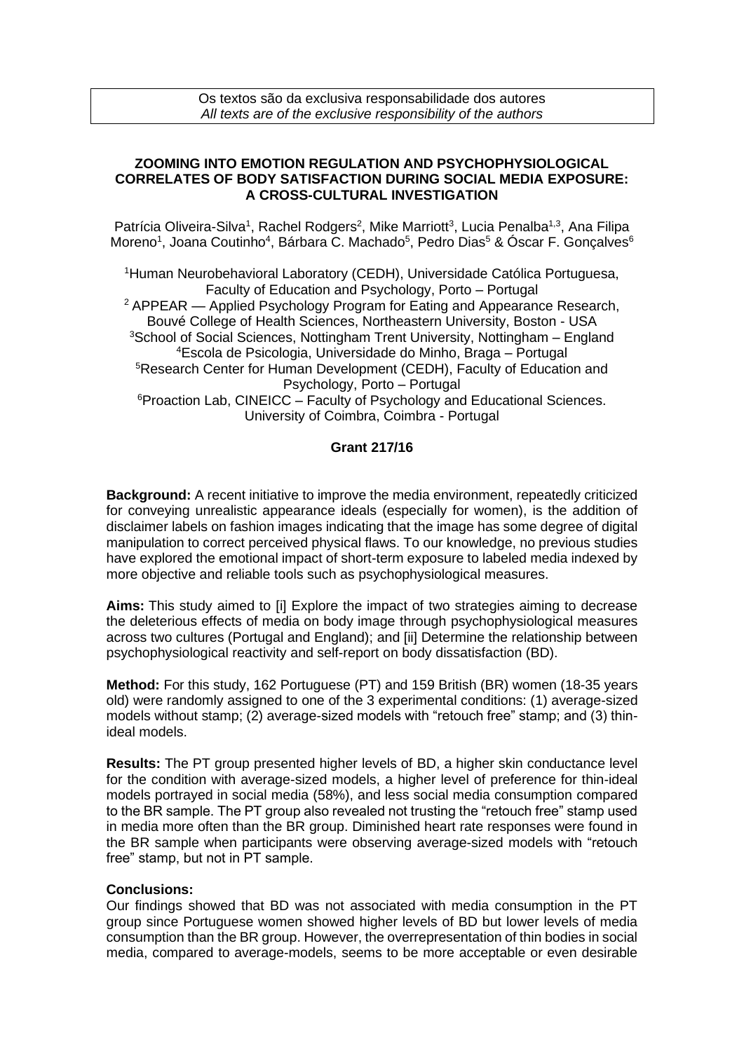Os textos são da exclusiva responsabilidade dos autores
*All texts are of the exclusive responsibility of the authors*

## ZOOMING INTO EMOTION REGULATION AND PSYCHOPHYSIOLOGICAL CORRELATES OF BODY SATISFACTION DURING SOCIAL MEDIA EXPOSURE: A CROSS-CULTURAL INVESTIGATION

Patrícia Oliveira-Silva[1], Rachel Rodgers[2], Mike Marriott[3], Lucia Penalba[1,3], Ana Filipa Moreno[1], Joana Coutinho[4], Bárbara C. Machado[5], Pedro Dias[5] & Óscar F. Gonçalves[6]

[1]Human Neurobehavioral Laboratory (CEDH), Universidade Católica Portuguesa, Faculty of Education and Psychology, Porto – Portugal
[2] APPEAR — Applied Psychology Program for Eating and Appearance Research, Bouvé College of Health Sciences, Northeastern University, Boston - USA
[3]School of Social Sciences, Nottingham Trent University, Nottingham – England
[4]Escola de Psicologia, Universidade do Minho, Braga – Portugal
[5]Research Center for Human Development (CEDH), Faculty of Education and Psychology, Porto – Portugal
[6]Proaction Lab, CINEICC – Faculty of Psychology and Educational Sciences. University of Coimbra, Coimbra - Portugal

**Grant 217/16**

**Background:** A recent initiative to improve the media environment, repeatedly criticized for conveying unrealistic appearance ideals (especially for women), is the addition of disclaimer labels on fashion images indicating that the image has some degree of digital manipulation to correct perceived physical flaws. To our knowledge, no previous studies have explored the emotional impact of short-term exposure to labeled media indexed by more objective and reliable tools such as psychophysiological measures.

**Aims:** This study aimed to [i] Explore the impact of two strategies aiming to decrease the deleterious effects of media on body image through psychophysiological measures across two cultures (Portugal and England); and [ii] Determine the relationship between psychophysiological reactivity and self-report on body dissatisfaction (BD).

**Method:** For this study, 162 Portuguese (PT) and 159 British (BR) women (18-35 years old) were randomly assigned to one of the 3 experimental conditions: (1) average-sized models without stamp; (2) average-sized models with "retouch free" stamp; and (3) thin-ideal models.

**Results:** The PT group presented higher levels of BD, a higher skin conductance level for the condition with average-sized models, a higher level of preference for thin-ideal models portrayed in social media (58%), and less social media consumption compared to the BR sample. The PT group also revealed not trusting the "retouch free" stamp used in media more often than the BR group. Diminished heart rate responses were found in the BR sample when participants were observing average-sized models with "retouch free" stamp, but not in PT sample.

**Conclusions:**
Our findings showed that BD was not associated with media consumption in the PT group since Portuguese women showed higher levels of BD but lower levels of media consumption than the BR group. However, the overrepresentation of thin bodies in social media, compared to average-models, seems to be more acceptable or even desirable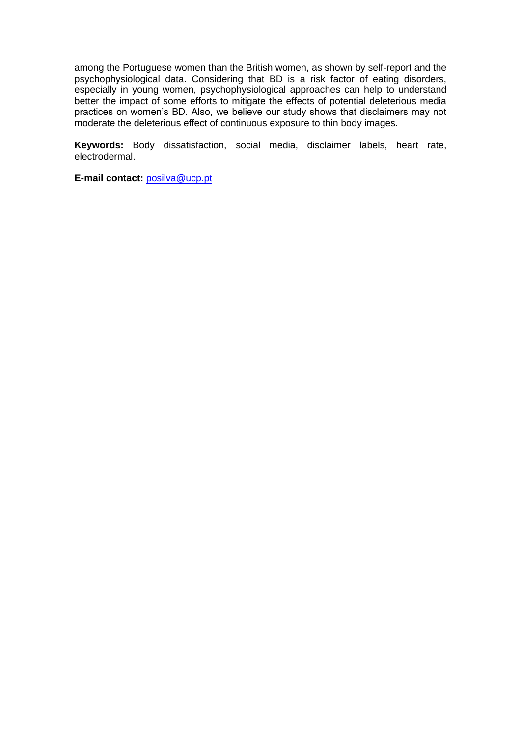among the Portuguese women than the British women, as shown by self-report and the psychophysiological data. Considering that BD is a risk factor of eating disorders, especially in young women, psychophysiological approaches can help to understand better the impact of some efforts to mitigate the effects of potential deleterious media practices on women's BD. Also, we believe our study shows that disclaimers may not moderate the deleterious effect of continuous exposure to thin body images.

**Keywords:** Body dissatisfaction, social media, disclaimer labels, heart rate, electrodermal.

**E-mail contact:** posilva@ucp.pt